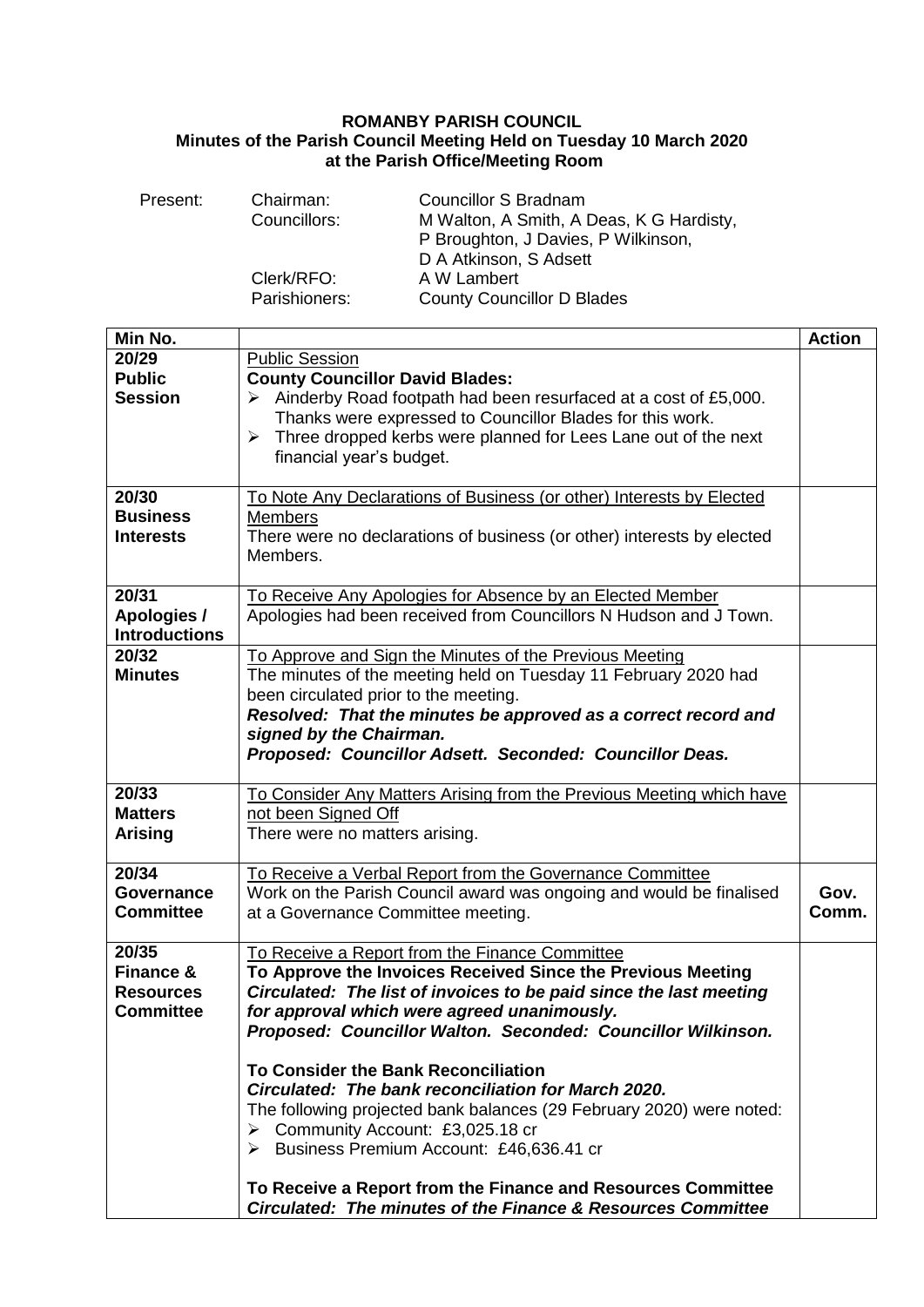**ROMANBY PARISH COUNCIL**
**Minutes of the Parish Council Meeting Held on Tuesday 10 March 2020**
**at the Parish Office/Meeting Room**

| | | |
|---|---|---|
| Present: | Chairman: | Councillor S Bradnam |
| | Councillors: | M Walton, A Smith, A Deas, K G Hardisty, P Broughton, J Davies, P Wilkinson, D A Atkinson, S Adsett |
| | Clerk/RFO: | A W Lambert |
| | Parishioners: | County Councillor D Blades |

| Min No. | | Action |
|---|---|---|
| **20/29 Public Session** | Public Session<br>**County Councillor David Blades:**<br>➢ Ainderby Road footpath had been resurfaced at a cost of £5,000. Thanks were expressed to Councillor Blades for this work.<br>➢ Three dropped kerbs were planned for Lees Lane out of the next financial year's budget. | |
| **20/30 Business Interests** | To Note Any Declarations of Business (or other) Interests by Elected Members<br>There were no declarations of business (or other) interests by elected Members. | |
| **20/31 Apologies / Introductions** | To Receive Any Apologies for Absence by an Elected Member<br>Apologies had been received from Councillors N Hudson and J Town. | |
| **20/32 Minutes** | To Approve and Sign the Minutes of the Previous Meeting<br>The minutes of the meeting held on Tuesday 11 February 2020 had been circulated prior to the meeting.<br>***Resolved: That the minutes be approved as a correct record and signed by the Chairman.***<br>***Proposed: Councillor Adsett. Seconded: Councillor Deas.*** | |
| **20/33 Matters Arising** | To Consider Any Matters Arising from the Previous Meeting which have not been Signed Off<br>There were no matters arising. | |
| **20/34 Governance Committee** | To Receive a Verbal Report from the Governance Committee<br>Work on the Parish Council award was ongoing and would be finalised at a Governance Committee meeting. | **Gov. Comm.** |
| **20/35 Finance & Resources Committee** | To Receive a Report from the Finance Committee<br>**To Approve the Invoices Received Since the Previous Meeting**<br>***Circulated: The list of invoices to be paid since the last meeting for approval which were agreed unanimously.***<br>***Proposed: Councillor Walton. Seconded: Councillor Wilkinson.***<br><br>**To Consider the Bank Reconciliation**<br>***Circulated: The bank reconciliation for March 2020.***<br>The following projected bank balances (29 February 2020) were noted:<br>➢ Community Account: £3,025.18 cr<br>➢ Business Premium Account: £46,636.41 cr<br><br>**To Receive a Report from the Finance and Resources Committee**<br>***Circulated: The minutes of the Finance & Resources Committee*** | |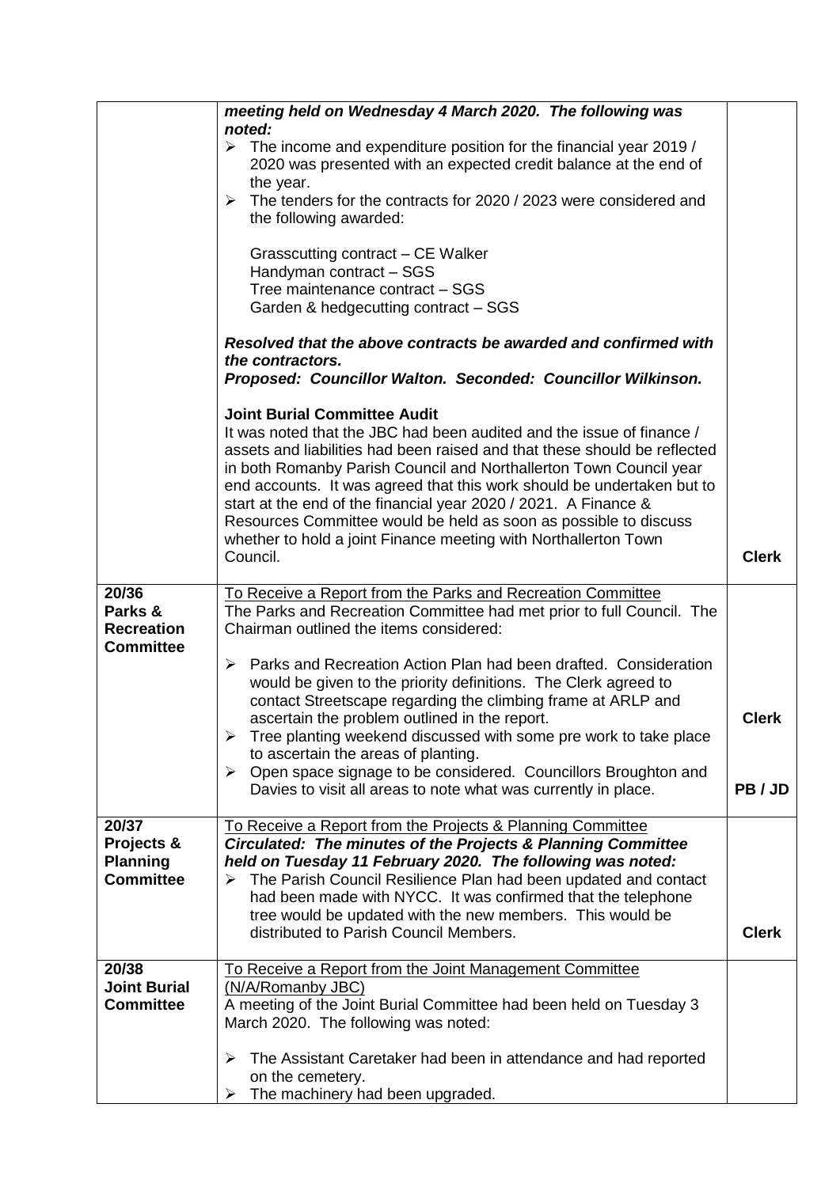| | | |
|---|---|---|
| | ***meeting held on Wednesday 4 March 2020. The following was noted:***<br>➢ The income and expenditure position for the financial year 2019 / 2020 was presented with an expected credit balance at the end of the year.<br>➢ The tenders for the contracts for 2020 / 2023 were considered and the following awarded:<br><br>Grasscutting contract – CE Walker<br>Handyman contract – SGS<br>Tree maintenance contract – SGS<br>Garden & hedgecutting contract – SGS<br><br>***Resolved that the above contracts be awarded and confirmed with the contractors.***<br>***Proposed: Councillor Walton. Seconded: Councillor Wilkinson.***<br><br>**Joint Burial Committee Audit**<br>It was noted that the JBC had been audited and the issue of finance / assets and liabilities had been raised and that these should be reflected in both Romanby Parish Council and Northallerton Town Council year end accounts. It was agreed that this work should be undertaken but to start at the end of the financial year 2020 / 2021. A Finance & Resources Committee would be held as soon as possible to discuss whether to hold a joint Finance meeting with Northallerton Town Council. | **Clerk** |
| **20/36 Parks & Recreation Committee** | To Receive a Report from the Parks and Recreation Committee<br>The Parks and Recreation Committee had met prior to full Council. The Chairman outlined the items considered:<br><br>➢ Parks and Recreation Action Plan had been drafted. Consideration would be given to the priority definitions. The Clerk agreed to contact Streetscape regarding the climbing frame at ARLP and ascertain the problem outlined in the report.<br>➢ Tree planting weekend discussed with some pre work to take place to ascertain the areas of planting.<br>➢ Open space signage to be considered. Councillors Broughton and Davies to visit all areas to note what was currently in place. | **Clerk**<br><br>**PB / JD** |
| **20/37 Projects & Planning Committee** | To Receive a Report from the Projects & Planning Committee<br>***Circulated: The minutes of the Projects & Planning Committee held on Tuesday 11 February 2020. The following was noted:***<br>➢ The Parish Council Resilience Plan had been updated and contact had been made with NYCC. It was confirmed that the telephone tree would be updated with the new members. This would be distributed to Parish Council Members. | **Clerk** |
| **20/38 Joint Burial Committee** | To Receive a Report from the Joint Management Committee (N/A/Romanby JBC)<br>A meeting of the Joint Burial Committee had been held on Tuesday 3 March 2020. The following was noted:<br><br>➢ The Assistant Caretaker had been in attendance and had reported on the cemetery.<br>➢ The machinery had been upgraded. | |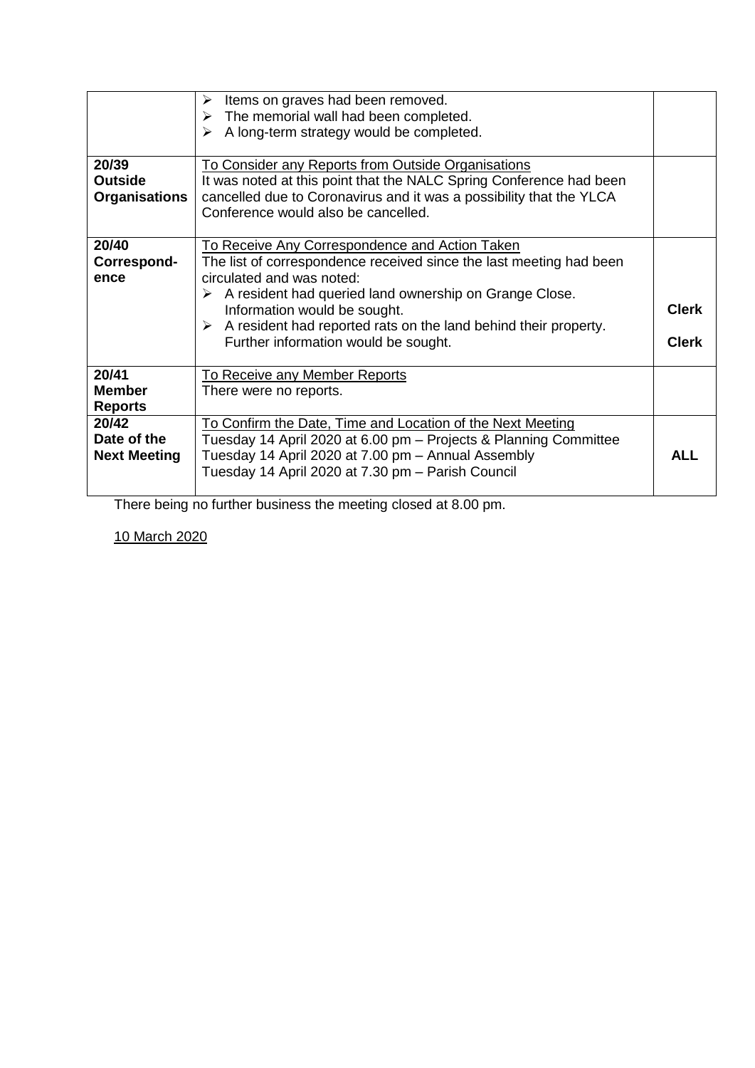| | | |
|---|---|---|
| | ➢ Items on graves had been removed.<br>➢ The memorial wall had been completed.<br>➢ A long-term strategy would be completed. | |
| **20/39 Outside Organisations** | To Consider any Reports from Outside Organisations<br>It was noted at this point that the NALC Spring Conference had been cancelled due to Coronavirus and it was a possibility that the YLCA Conference would also be cancelled. | |
| **20/40 Correspond-ence** | To Receive Any Correspondence and Action Taken<br>The list of correspondence received since the last meeting had been circulated and was noted:<br>➢ A resident had queried land ownership on Grange Close. Information would be sought.<br>➢ A resident had reported rats on the land behind their property. Further information would be sought. | **Clerk**<br><br>**Clerk** |
| **20/41 Member Reports** | To Receive any Member Reports<br>There were no reports. | |
| **20/42 Date of the Next Meeting** | To Confirm the Date, Time and Location of the Next Meeting<br>Tuesday 14 April 2020 at 6.00 pm – Projects & Planning Committee<br>Tuesday 14 April 2020 at 7.00 pm – Annual Assembly<br>Tuesday 14 April 2020 at 7.30 pm – Parish Council | **ALL** |

There being no further business the meeting closed at 8.00 pm.

10 March 2020